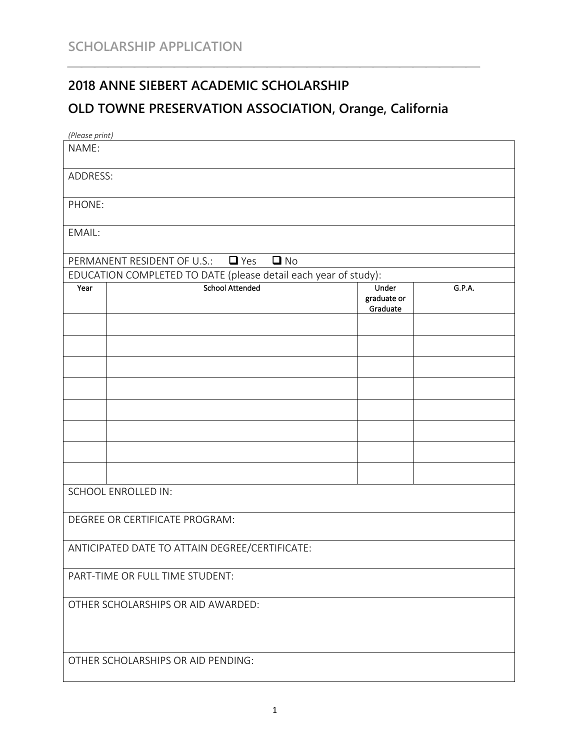SCHOLARSHIP APPLICATION

## 2018 ANNE SIEBERT ACADEMIC SCHOLARSHIP

## OLD TOWNE PRESERVATION ASSOCIATION, Orange, California

*(Please print)*

NAME:

ADDRESS:

PHONE:

EMAIL:

PERMANENT RESIDENT OF U.S.: ☐ Yes ☐ No

EDUCATION COMPLETED TO DATE (please detail each year of study):

| Year | School Attended | Under graduate or Graduate | G.P.A. |
|---|---|---|---|
| | | | |
| | | | |
| | | | |
| | | | |
| | | | |
| | | | |
| | | | |
| | | | |

SCHOOL ENROLLED IN:

DEGREE OR CERTIFICATE PROGRAM:

ANTICIPATED DATE TO ATTAIN DEGREE/CERTIFICATE:

PART-TIME OR FULL TIME STUDENT:

OTHER SCHOLARSHIPS OR AID AWARDED:

OTHER SCHOLARSHIPS OR AID PENDING: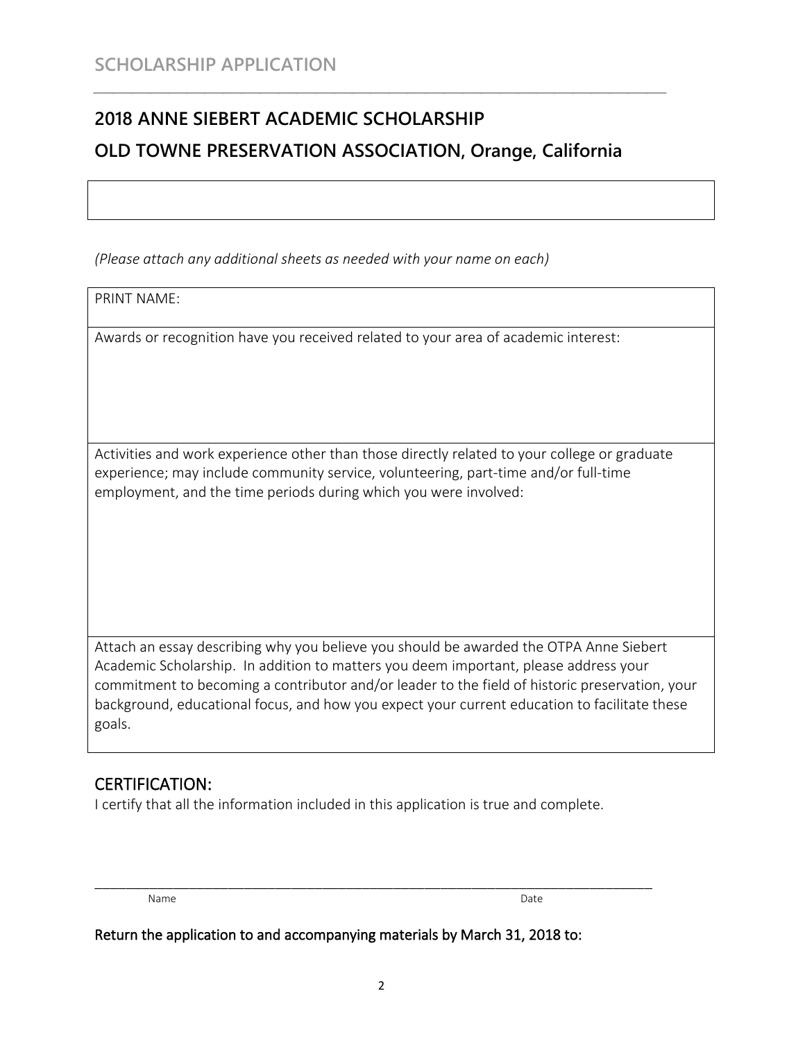## SCHOLARSHIP APPLICATION

# 2018 ANNE SIEBERT ACADEMIC SCHOLARSHIP

# OLD TOWNE PRESERVATION ASSOCIATION, Orange, California

*(Please attach any additional sheets as needed with your name on each)*

| PRINT NAME: |
|---|
| Awards or recognition have you received related to your area of academic interest: |
| Activities and work experience other than those directly related to your college or graduate experience; may include community service, volunteering, part-time and/or full-time employment, and the time periods during which you were involved: |
| Attach an essay describing why you believe you should be awarded the OTPA Anne Siebert Academic Scholarship. In addition to matters you deem important, please address your commitment to becoming a contributor and/or leader to the field of historic preservation, your background, educational focus, and how you expect your current education to facilitate these goals. |

## CERTIFICATION:

I certify that all the information included in this application is true and complete.

\_\_\_\_\_\_\_\_\_\_\_\_\_\_\_\_\_\_\_\_\_\_\_\_\_\_\_\_\_\_\_\_\_\_\_\_\_\_\_\_\_\_\_\_\_\_\_\_\_\_\_\_\_\_\_\_\_\_\_\_\_\_\_\_\_\_\_\_\_\_

Name Date

**Return the application to and accompanying materials by March 31, 2018 to:**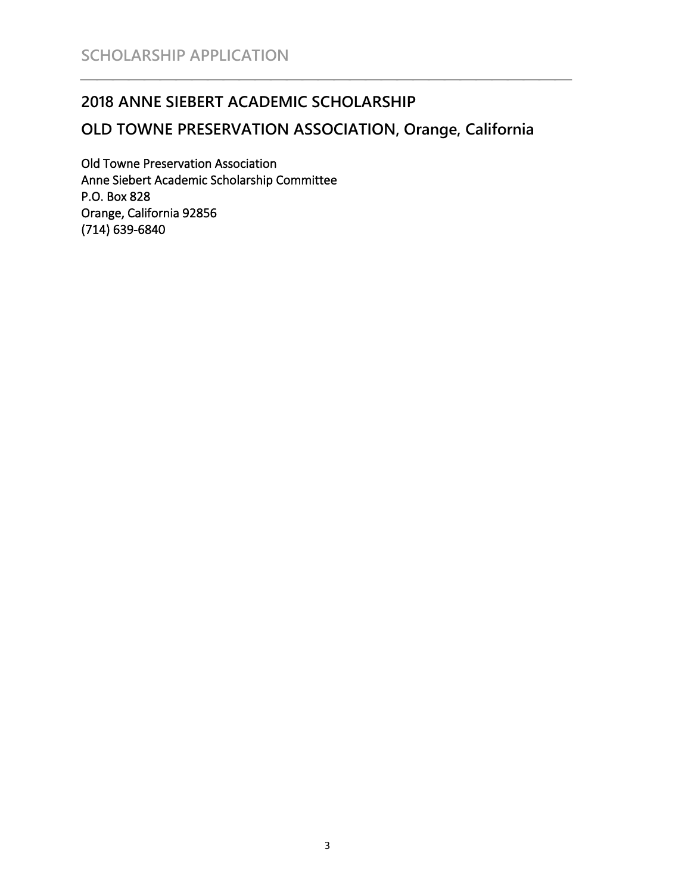# SCHOLARSHIP APPLICATION

## 2018 ANNE SIEBERT ACADEMIC SCHOLARSHIP

## OLD TOWNE PRESERVATION ASSOCIATION, Orange, California

Old Towne Preservation Association
Anne Siebert Academic Scholarship Committee
P.O. Box 828
Orange, California 92856
(714) 639-6840